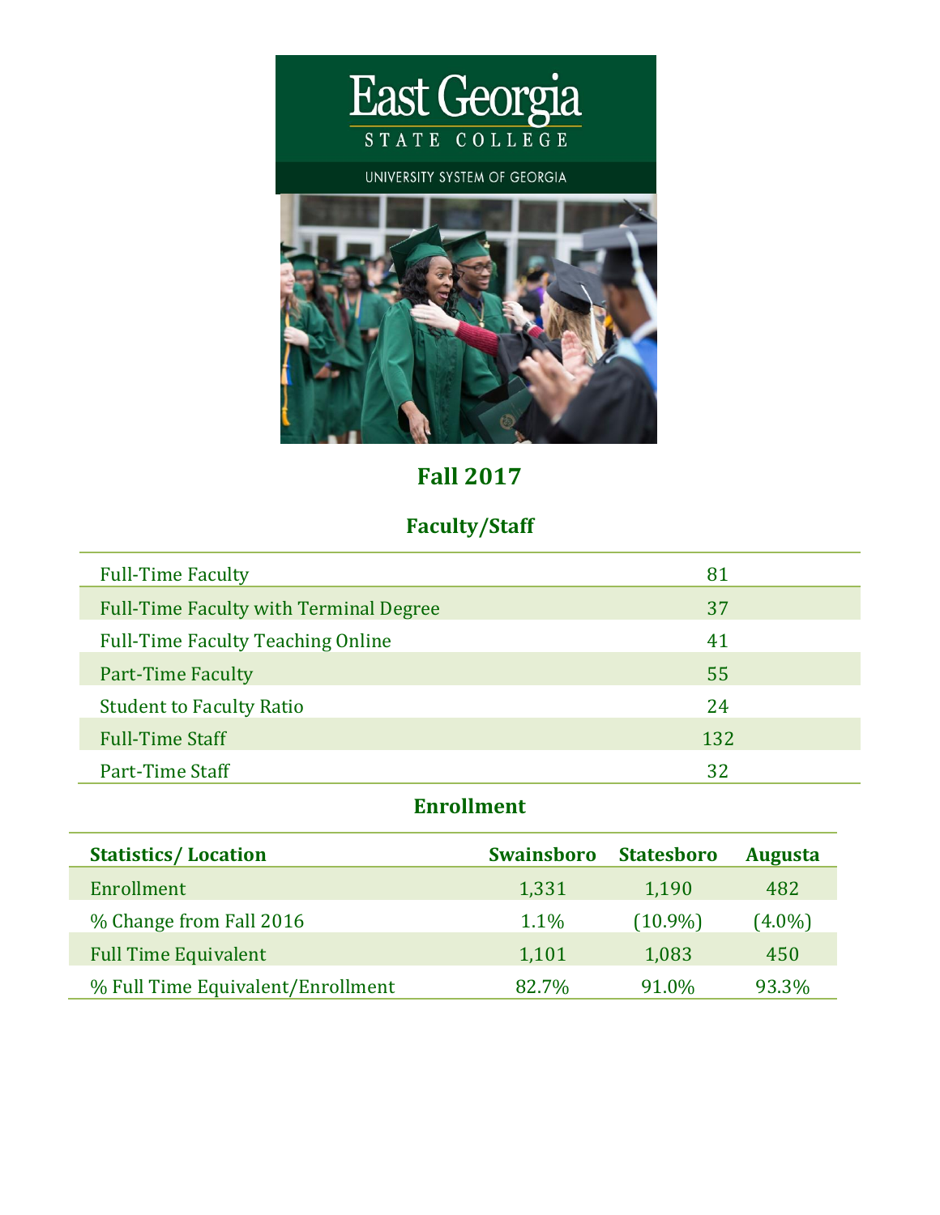# East Georgia State College

UNIVERSITY SYSTEM OF GEORGIA

## Fall 2017

### Faculty/Staff

| | |
|---|---|
| Full-Time Faculty | 81 |
| Full-Time Faculty with Terminal Degree | 37 |
| Full-Time Faculty Teaching Online | 41 |
| Part-Time Faculty | 55 |
| Student to Faculty Ratio | 24 |
| Full-Time Staff | 132 |
| Part-Time Staff | 32 |

### Enrollment

| Statistics/ Location | Swainsboro | Statesboro | Augusta |
|---|---|---|---|
| Enrollment | 1,331 | 1,190 | 482 |
| % Change from Fall 2016 | 1.1% | (10.9%) | (4.0%) |
| Full Time Equivalent | 1,101 | 1,083 | 450 |
| % Full Time Equivalent/Enrollment | 82.7% | 91.0% | 93.3% |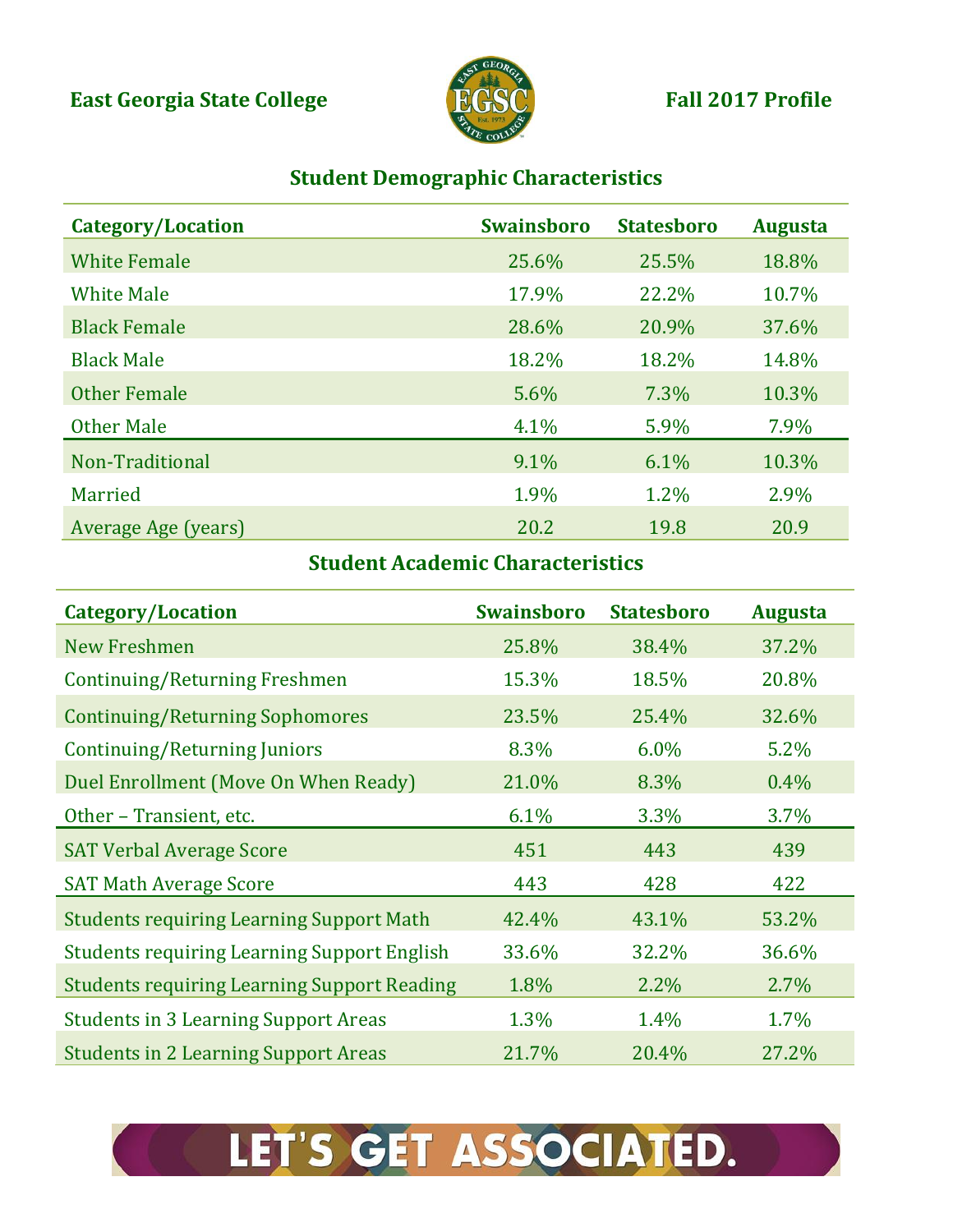**East Georgia State College** **Fall 2017 Profile**

## Student Demographic Characteristics

| Category/Location | Swainsboro | Statesboro | Augusta |
|---|---|---|---|
| White Female | 25.6% | 25.5% | 18.8% |
| White Male | 17.9% | 22.2% | 10.7% |
| Black Female | 28.6% | 20.9% | 37.6% |
| Black Male | 18.2% | 18.2% | 14.8% |
| Other Female | 5.6% | 7.3% | 10.3% |
| Other Male | 4.1% | 5.9% | 7.9% |
| Non-Traditional | 9.1% | 6.1% | 10.3% |
| Married | 1.9% | 1.2% | 2.9% |
| Average Age (years) | 20.2 | 19.8 | 20.9 |

## Student Academic Characteristics

| Category/Location | Swainsboro | Statesboro | Augusta |
|---|---|---|---|
| New Freshmen | 25.8% | 38.4% | 37.2% |
| Continuing/Returning Freshmen | 15.3% | 18.5% | 20.8% |
| Continuing/Returning Sophomores | 23.5% | 25.4% | 32.6% |
| Continuing/Returning Juniors | 8.3% | 6.0% | 5.2% |
| Duel Enrollment (Move On When Ready) | 21.0% | 8.3% | 0.4% |
| Other – Transient, etc. | 6.1% | 3.3% | 3.7% |
| SAT Verbal Average Score | 451 | 443 | 439 |
| SAT Math Average Score | 443 | 428 | 422 |
| Students requiring Learning Support Math | 42.4% | 43.1% | 53.2% |
| Students requiring Learning Support English | 33.6% | 32.2% | 36.6% |
| Students requiring Learning Support Reading | 1.8% | 2.2% | 2.7% |
| Students in 3 Learning Support Areas | 1.3% | 1.4% | 1.7% |
| Students in 2 Learning Support Areas | 21.7% | 20.4% | 27.2% |

LET'S GET ASSOCIATED.